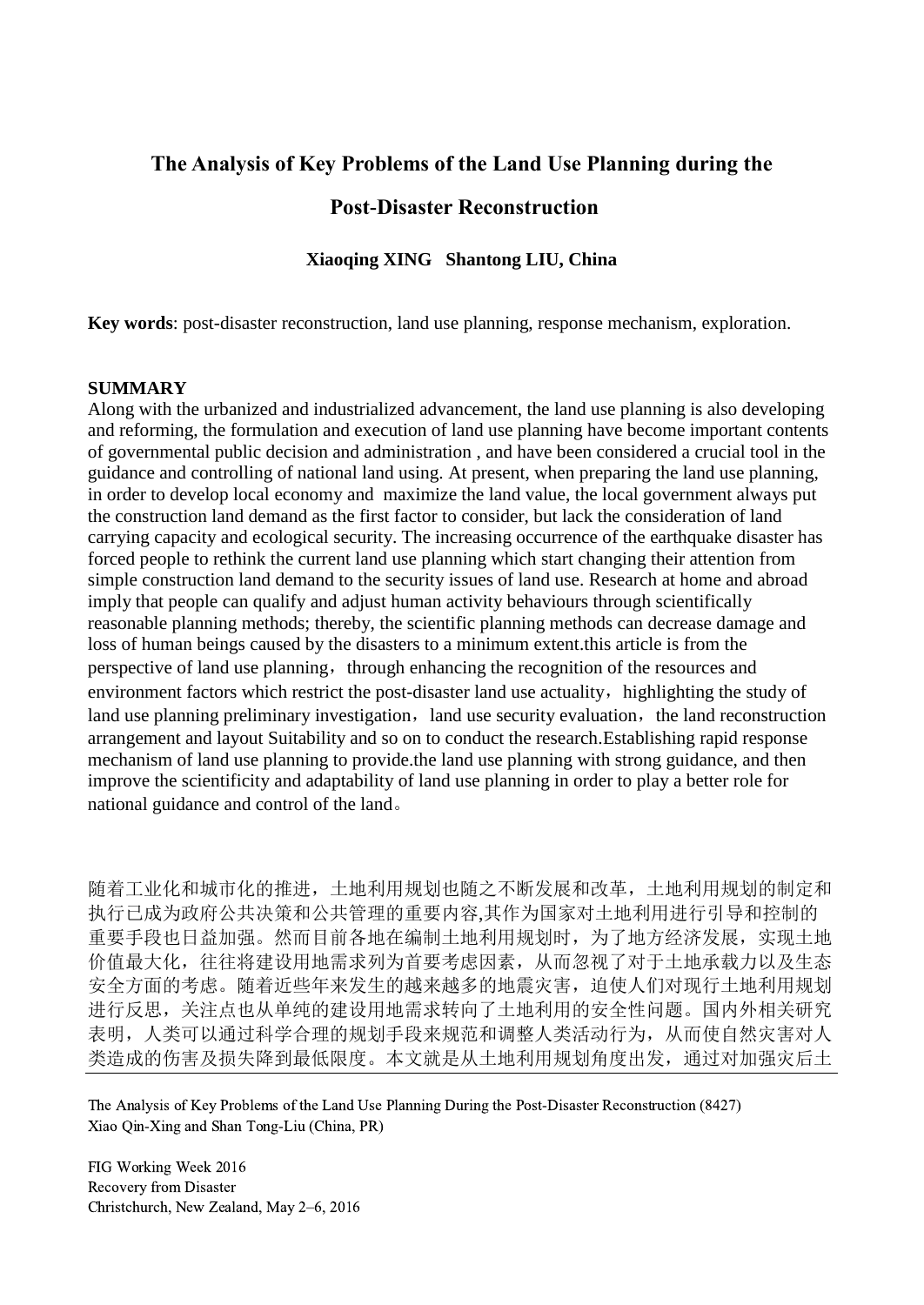# The Analysis of Key Problems of the Land Use Planning during the Post-Disaster Reconstruction

**Xiaoqing XING Shantong LIU, China**

**Key words**: post-disaster reconstruction, land use planning, response mechanism, exploration.

## SUMMARY

Along with the urbanized and industrialized advancement, the land use planning is also developing and reforming, the formulation and execution of land use planning have become important contents of governmental public decision and administration , and have been considered a crucial tool in the guidance and controlling of national land using. At present, when preparing the land use planning, in order to develop local economy and maximize the land value, the local government always put the construction land demand as the first factor to consider, but lack the consideration of land carrying capacity and ecological security. The increasing occurrence of the earthquake disaster has forced people to rethink the current land use planning which start changing their attention from simple construction land demand to the security issues of land use. Research at home and abroad imply that people can qualify and adjust human activity behaviours through scientifically reasonable planning methods; thereby, the scientific planning methods can decrease damage and loss of human beings caused by the disasters to a minimum extent.this article is from the perspective of land use planning，through enhancing the recognition of the resources and environment factors which restrict the post-disaster land use actuality，highlighting the study of land use planning preliminary investigation，land use security evaluation，the land reconstruction arrangement and layout Suitability and so on to conduct the research.Establishing rapid response mechanism of land use planning to provide.the land use planning with strong guidance, and then improve the scientificity and adaptability of land use planning in order to play a better role for national guidance and control of the land。

随着工业化和城市化的推进，土地利用规划也随之不断发展和改革，土地利用规划的制定和执行已成为政府公共决策和公共管理的重要内容,其作为国家对土地利用进行引导和控制的重要手段也日益加强。然而目前各地在编制土地利用规划时，为了地方经济发展，实现土地价值最大化，往往将建设用地需求列为首要考虑因素，从而忽视了对于土地承载力以及生态安全方面的考虑。随着近些年来发生的越来越多的地震灾害，迫使人们对现行土地利用规划进行反思，关注点也从单纯的建设用地需求转向了土地利用的安全性问题。国内外相关研究表明，人类可以通过科学合理的规划手段来规范和调整人类活动行为，从而使自然灾害对人类造成的伤害及损失降到最低限度。本文就是从土地利用规划角度出发，通过对加强灾后土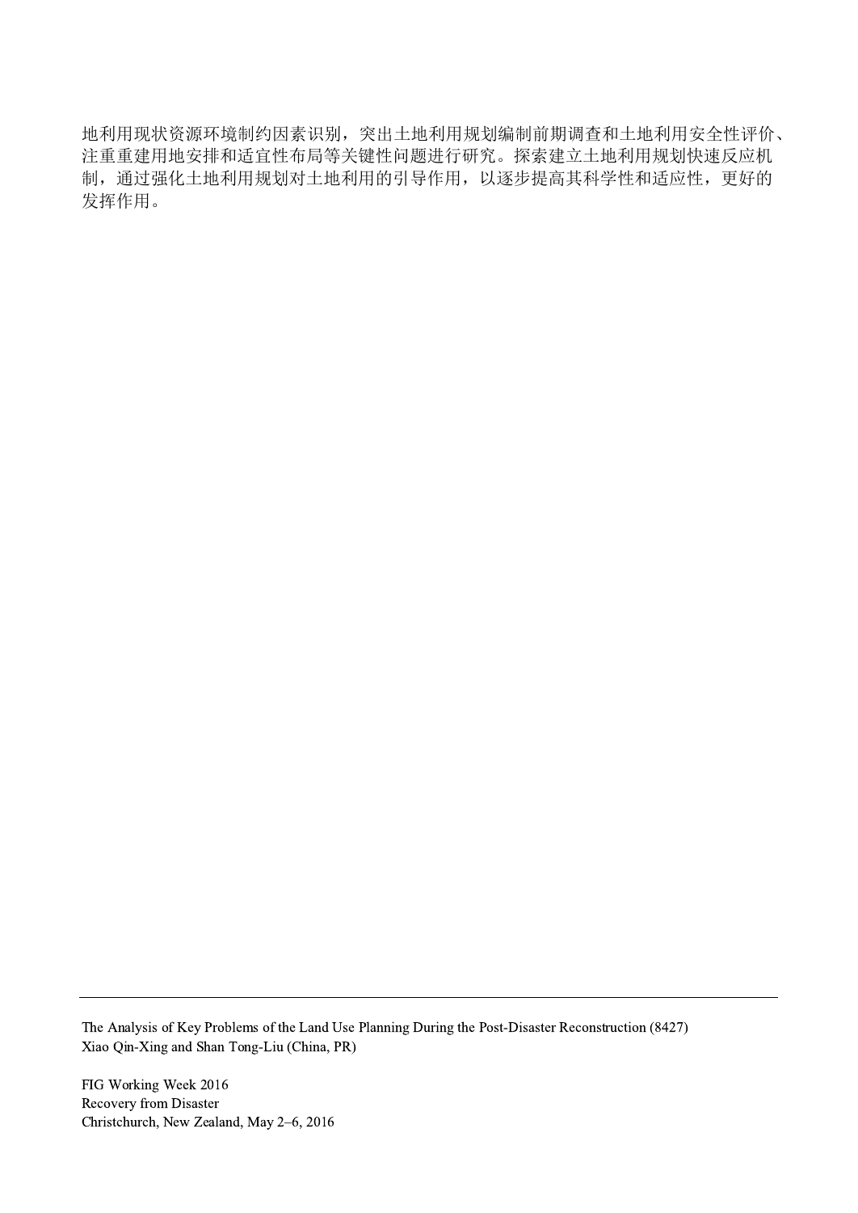地利用现状资源环境制约因素识别，突出土地利用规划编制前期调查和土地利用安全性评价、注重重建用地安排和适宜性布局等关键性问题进行研究。探索建立土地利用规划快速反应机制，通过强化土地利用规划对土地利用的引导作用，以逐步提高其科学性和适应性，更好的发挥作用。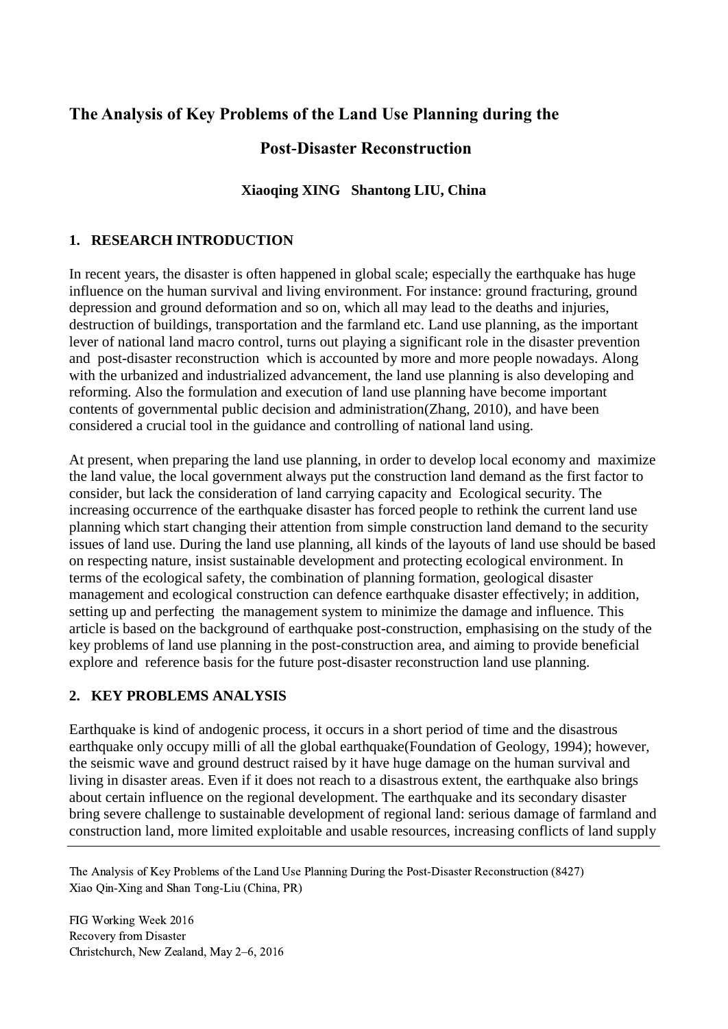# The Analysis of Key Problems of the Land Use Planning during the Post-Disaster Reconstruction

**Xiaoqing XING Shantong LIU, China**

## 1. RESEARCH INTRODUCTION

In recent years, the disaster is often happened in global scale; especially the earthquake has huge influence on the human survival and living environment. For instance: ground fracturing, ground depression and ground deformation and so on, which all may lead to the deaths and injuries, destruction of buildings, transportation and the farmland etc. Land use planning, as the important lever of national land macro control, turns out playing a significant role in the disaster prevention and post-disaster reconstruction which is accounted by more and more people nowadays. Along with the urbanized and industrialized advancement, the land use planning is also developing and reforming. Also the formulation and execution of land use planning have become important contents of governmental public decision and administration(Zhang, 2010), and have been considered a crucial tool in the guidance and controlling of national land using.

At present, when preparing the land use planning, in order to develop local economy and maximize the land value, the local government always put the construction land demand as the first factor to consider, but lack the consideration of land carrying capacity and Ecological security. The increasing occurrence of the earthquake disaster has forced people to rethink the current land use planning which start changing their attention from simple construction land demand to the security issues of land use. During the land use planning, all kinds of the layouts of land use should be based on respecting nature, insist sustainable development and protecting ecological environment. In terms of the ecological safety, the combination of planning formation, geological disaster management and ecological construction can defence earthquake disaster effectively; in addition, setting up and perfecting the management system to minimize the damage and influence. This article is based on the background of earthquake post-construction, emphasising on the study of the key problems of land use planning in the post-construction area, and aiming to provide beneficial explore and reference basis for the future post-disaster reconstruction land use planning.

## 2. KEY PROBLEMS ANALYSIS

Earthquake is kind of andogenic process, it occurs in a short period of time and the disastrous earthquake only occupy milli of all the global earthquake(Foundation of Geology, 1994); however, the seismic wave and ground destruct raised by it have huge damage on the human survival and living in disaster areas. Even if it does not reach to a disastrous extent, the earthquake also brings about certain influence on the regional development. The earthquake and its secondary disaster bring severe challenge to sustainable development of regional land: serious damage of farmland and construction land, more limited exploitable and usable resources, increasing conflicts of land supply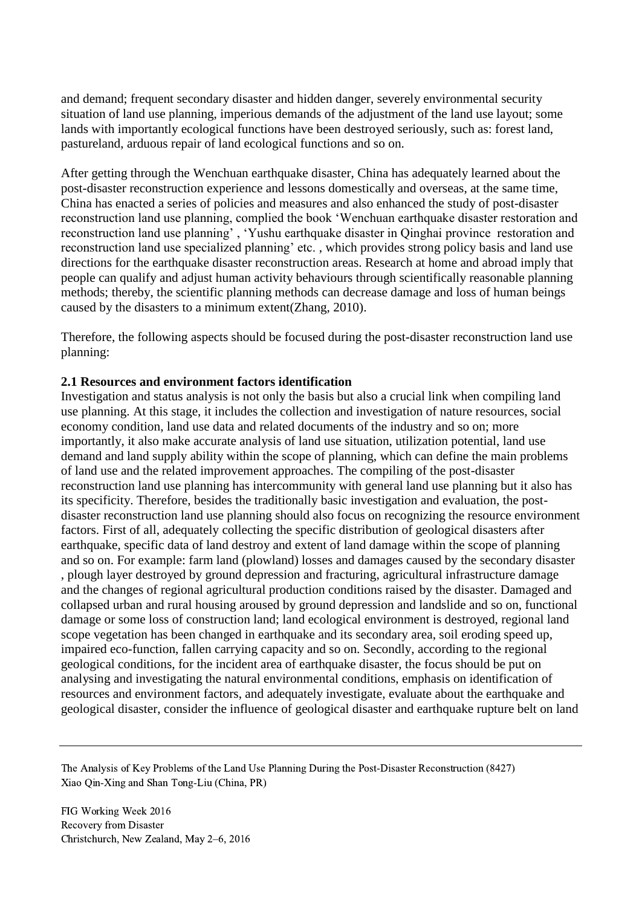and demand; frequent secondary disaster and hidden danger, severely environmental security situation of land use planning, imperious demands of the adjustment of the land use layout; some lands with importantly ecological functions have been destroyed seriously, such as: forest land, pastureland, arduous repair of land ecological functions and so on.

After getting through the Wenchuan earthquake disaster, China has adequately learned about the post-disaster reconstruction experience and lessons domestically and overseas, at the same time, China has enacted a series of policies and measures and also enhanced the study of post-disaster reconstruction land use planning, complied the book 'Wenchuan earthquake disaster restoration and reconstruction land use planning' , 'Yushu earthquake disaster in Qinghai province restoration and reconstruction land use specialized planning' etc. , which provides strong policy basis and land use directions for the earthquake disaster reconstruction areas. Research at home and abroad imply that people can qualify and adjust human activity behaviours through scientifically reasonable planning methods; thereby, the scientific planning methods can decrease damage and loss of human beings caused by the disasters to a minimum extent(Zhang, 2010).

Therefore, the following aspects should be focused during the post-disaster reconstruction land use planning:

**2.1 Resources and environment factors identification**

Investigation and status analysis is not only the basis but also a crucial link when compiling land use planning. At this stage, it includes the collection and investigation of nature resources, social economy condition, land use data and related documents of the industry and so on; more importantly, it also make accurate analysis of land use situation, utilization potential, land use demand and land supply ability within the scope of planning, which can define the main problems of land use and the related improvement approaches. The compiling of the post-disaster reconstruction land use planning has intercommunity with general land use planning but it also has its specificity. Therefore, besides the traditionally basic investigation and evaluation, the post-disaster reconstruction land use planning should also focus on recognizing the resource environment factors. First of all, adequately collecting the specific distribution of geological disasters after earthquake, specific data of land destroy and extent of land damage within the scope of planning and so on. For example: farm land (plowland) losses and damages caused by the secondary disaster , plough layer destroyed by ground depression and fracturing, agricultural infrastructure damage and the changes of regional agricultural production conditions raised by the disaster. Damaged and collapsed urban and rural housing aroused by ground depression and landslide and so on, functional damage or some loss of construction land; land ecological environment is destroyed, regional land scope vegetation has been changed in earthquake and its secondary area, soil eroding speed up, impaired eco-function, fallen carrying capacity and so on. Secondly, according to the regional geological conditions, for the incident area of earthquake disaster, the focus should be put on analysing and investigating the natural environmental conditions, emphasis on identification of resources and environment factors, and adequately investigate, evaluate about the earthquake and geological disaster, consider the influence of geological disaster and earthquake rupture belt on land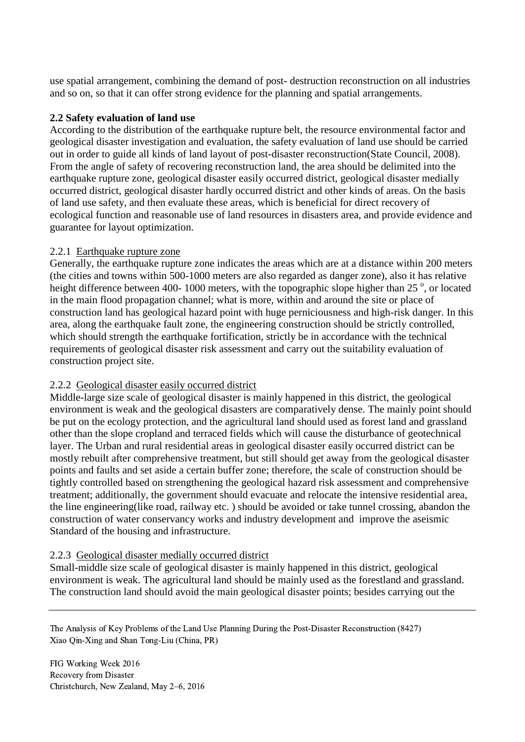use spatial arrangement, combining the demand of post- destruction reconstruction on all industries and so on, so that it can offer strong evidence for the planning and spatial arrangements.

### 2.2 Safety evaluation of land use

According to the distribution of the earthquake rupture belt, the resource environmental factor and geological disaster investigation and evaluation, the safety evaluation of land use should be carried out in order to guide all kinds of land layout of post-disaster reconstruction(State Council, 2008). From the angle of safety of recovering reconstruction land, the area should be delimited into the earthquake rupture zone, geological disaster easily occurred district, geological disaster medially occurred district, geological disaster hardly occurred district and other kinds of areas. On the basis of land use safety, and then evaluate these areas, which is beneficial for direct recovery of ecological function and reasonable use of land resources in disasters area, and provide evidence and guarantee for layout optimization.

#### 2.2.1 Earthquake rupture zone

Generally, the earthquake rupture zone indicates the areas which are at a distance within 200 meters (the cities and towns within 500-1000 meters are also regarded as danger zone), also it has relative height difference between 400- 1000 meters, with the topographic slope higher than 25 $^{o}$, or located in the main flood propagation channel; what is more, within and around the site or place of construction land has geological hazard point with huge perniciousness and high-risk danger. In this area, along the earthquake fault zone, the engineering construction should be strictly controlled, which should strength the earthquake fortification, strictly be in accordance with the technical requirements of geological disaster risk assessment and carry out the suitability evaluation of construction project site.

#### 2.2.2 Geological disaster easily occurred district

Middle-large size scale of geological disaster is mainly happened in this district, the geological environment is weak and the geological disasters are comparatively dense. The mainly point should be put on the ecology protection, and the agricultural land should used as forest land and grassland other than the slope cropland and terraced fields which will cause the disturbance of geotechnical layer. The Urban and rural residential areas in geological disaster easily occurred district can be mostly rebuilt after comprehensive treatment, but still should get away from the geological disaster points and faults and set aside a certain buffer zone; therefore, the scale of construction should be tightly controlled based on strengthening the geological hazard risk assessment and comprehensive treatment; additionally, the government should evacuate and relocate the intensive residential area, the line engineering(like road, railway etc. ) should be avoided or take tunnel crossing, abandon the construction of water conservancy works and industry development and improve the aseismic Standard of the housing and infrastructure.

#### 2.2.3 Geological disaster medially occurred district

Small-middle size scale of geological disaster is mainly happened in this district, geological environment is weak. The agricultural land should be mainly used as the forestland and grassland. The construction land should avoid the main geological disaster points; besides carrying out the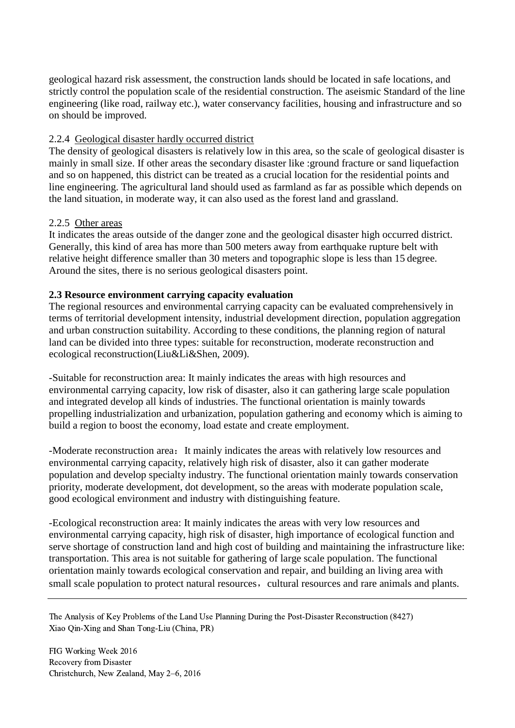geological hazard risk assessment, the construction lands should be located in safe locations, and strictly control the population scale of the residential construction. The aseismic Standard of the line engineering (like road, railway etc.), water conservancy facilities, housing and infrastructure and so on should be improved.

#### 2.2.4 Geological disaster hardly occurred district

The density of geological disasters is relatively low in this area, so the scale of geological disaster is mainly in small size. If other areas the secondary disaster like :ground fracture or sand liquefaction and so on happened, this district can be treated as a crucial location for the residential points and line engineering. The agricultural land should used as farmland as far as possible which depends on the land situation, in moderate way, it can also used as the forest land and grassland.

#### 2.2.5 Other areas

It indicates the areas outside of the danger zone and the geological disaster high occurred district. Generally, this kind of area has more than 500 meters away from earthquake rupture belt with relative height difference smaller than 30 meters and topographic slope is less than 15 degree. Around the sites, there is no serious geological disasters point.

### 2.3 Resource environment carrying capacity evaluation

The regional resources and environmental carrying capacity can be evaluated comprehensively in terms of territorial development intensity, industrial development direction, population aggregation and urban construction suitability. According to these conditions, the planning region of natural land can be divided into three types: suitable for reconstruction, moderate reconstruction and ecological reconstruction(Liu&Li&Shen, 2009).

-Suitable for reconstruction area: It mainly indicates the areas with high resources and environmental carrying capacity, low risk of disaster, also it can gathering large scale population and integrated develop all kinds of industries. The functional orientation is mainly towards propelling industrialization and urbanization, population gathering and economy which is aiming to build a region to boost the economy, load estate and create employment.

-Moderate reconstruction area：It mainly indicates the areas with relatively low resources and environmental carrying capacity, relatively high risk of disaster, also it can gather moderate population and develop specialty industry. The functional orientation mainly towards conservation priority, moderate development, dot development, so the areas with moderate population scale, good ecological environment and industry with distinguishing feature.

-Ecological reconstruction area: It mainly indicates the areas with very low resources and environmental carrying capacity, high risk of disaster, high importance of ecological function and serve shortage of construction land and high cost of building and maintaining the infrastructure like: transportation. This area is not suitable for gathering of large scale population. The functional orientation mainly towards ecological conservation and repair, and building an living area with small scale population to protect natural resources，cultural resources and rare animals and plants.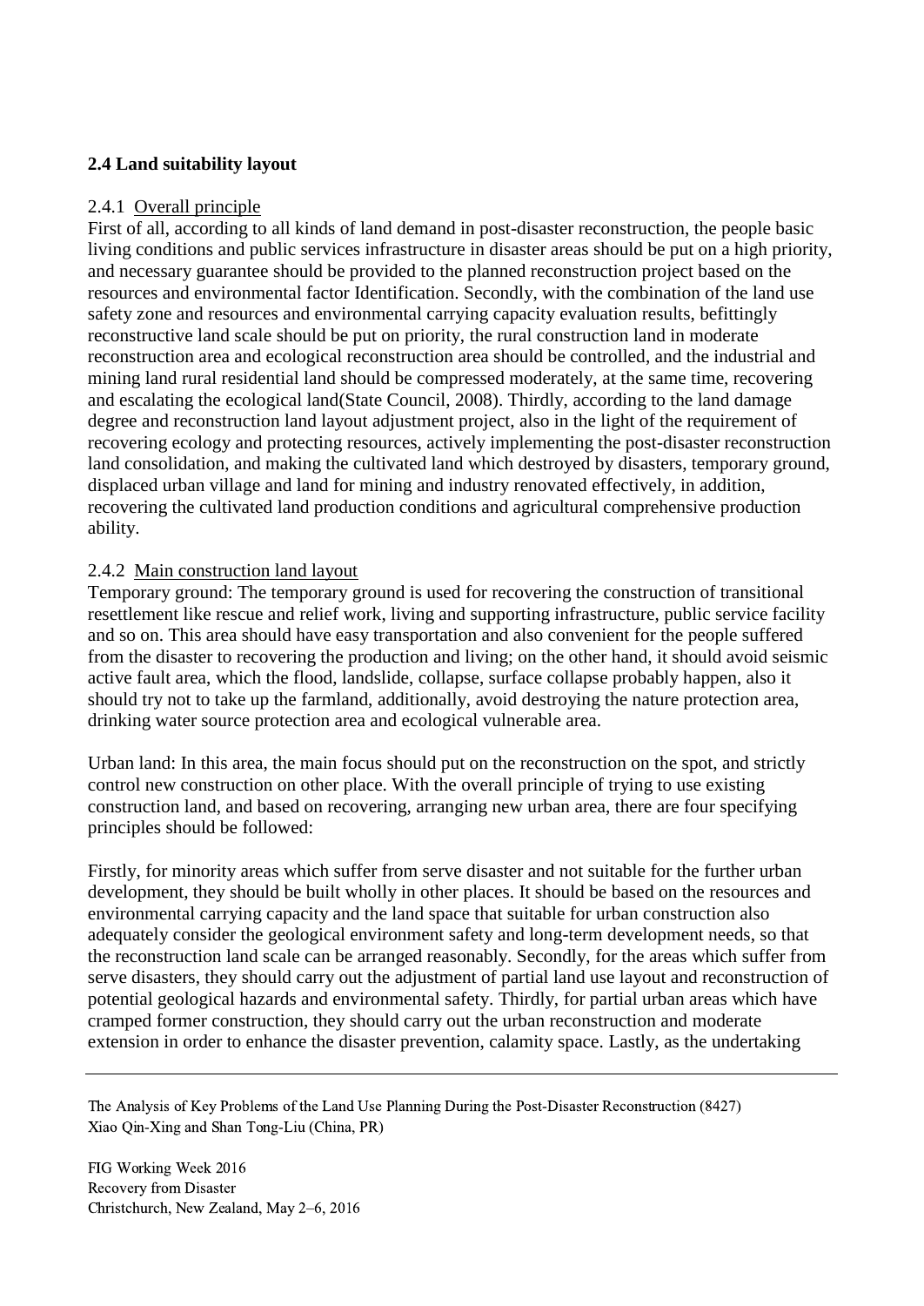### 2.4 Land suitability layout

2.4.1 Overall principle

First of all, according to all kinds of land demand in post-disaster reconstruction, the people basic living conditions and public services infrastructure in disaster areas should be put on a high priority, and necessary guarantee should be provided to the planned reconstruction project based on the resources and environmental factor Identification. Secondly, with the combination of the land use safety zone and resources and environmental carrying capacity evaluation results, befittingly reconstructive land scale should be put on priority, the rural construction land in moderate reconstruction area and ecological reconstruction area should be controlled, and the industrial and mining land rural residential land should be compressed moderately, at the same time, recovering and escalating the ecological land(State Council, 2008). Thirdly, according to the land damage degree and reconstruction land layout adjustment project, also in the light of the requirement of recovering ecology and protecting resources, actively implementing the post-disaster reconstruction land consolidation, and making the cultivated land which destroyed by disasters, temporary ground, displaced urban village and land for mining and industry renovated effectively, in addition, recovering the cultivated land production conditions and agricultural comprehensive production ability.

2.4.2 Main construction land layout

Temporary ground: The temporary ground is used for recovering the construction of transitional resettlement like rescue and relief work, living and supporting infrastructure, public service facility and so on. This area should have easy transportation and also convenient for the people suffered from the disaster to recovering the production and living; on the other hand, it should avoid seismic active fault area, which the flood, landslide, collapse, surface collapse probably happen, also it should try not to take up the farmland, additionally, avoid destroying the nature protection area, drinking water source protection area and ecological vulnerable area.

Urban land: In this area, the main focus should put on the reconstruction on the spot, and strictly control new construction on other place. With the overall principle of trying to use existing construction land, and based on recovering, arranging new urban area, there are four specifying principles should be followed:

Firstly, for minority areas which suffer from serve disaster and not suitable for the further urban development, they should be built wholly in other places. It should be based on the resources and environmental carrying capacity and the land space that suitable for urban construction also adequately consider the geological environment safety and long-term development needs, so that the reconstruction land scale can be arranged reasonably. Secondly, for the areas which suffer from serve disasters, they should carry out the adjustment of partial land use layout and reconstruction of potential geological hazards and environmental safety. Thirdly, for partial urban areas which have cramped former construction, they should carry out the urban reconstruction and moderate extension in order to enhance the disaster prevention, calamity space. Lastly, as the undertaking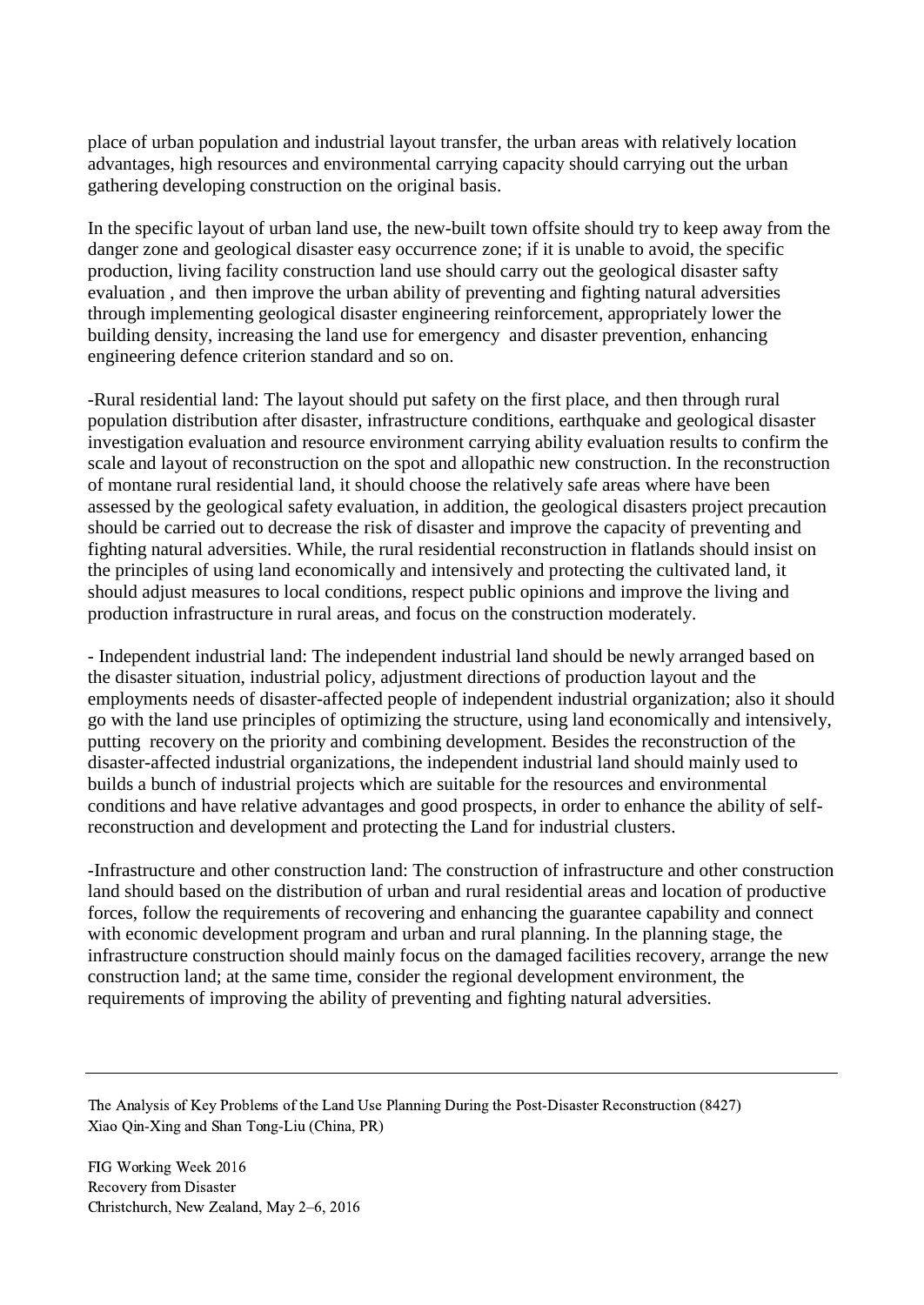place of urban population and industrial layout transfer, the urban areas with relatively location advantages, high resources and environmental carrying capacity should carrying out the urban gathering developing construction on the original basis.

In the specific layout of urban land use, the new-built town offsite should try to keep away from the danger zone and geological disaster easy occurrence zone; if it is unable to avoid, the specific production, living facility construction land use should carry out the geological disaster safty evaluation , and then improve the urban ability of preventing and fighting natural adversities through implementing geological disaster engineering reinforcement, appropriately lower the building density, increasing the land use for emergency and disaster prevention, enhancing engineering defence criterion standard and so on.

-Rural residential land: The layout should put safety on the first place, and then through rural population distribution after disaster, infrastructure conditions, earthquake and geological disaster investigation evaluation and resource environment carrying ability evaluation results to confirm the scale and layout of reconstruction on the spot and allopathic new construction. In the reconstruction of montane rural residential land, it should choose the relatively safe areas where have been assessed by the geological safety evaluation, in addition, the geological disasters project precaution should be carried out to decrease the risk of disaster and improve the capacity of preventing and fighting natural adversities. While, the rural residential reconstruction in flatlands should insist on the principles of using land economically and intensively and protecting the cultivated land, it should adjust measures to local conditions, respect public opinions and improve the living and production infrastructure in rural areas, and focus on the construction moderately.

- Independent industrial land: The independent industrial land should be newly arranged based on the disaster situation, industrial policy, adjustment directions of production layout and the employments needs of disaster-affected people of independent industrial organization; also it should go with the land use principles of optimizing the structure, using land economically and intensively, putting recovery on the priority and combining development. Besides the reconstruction of the disaster-affected industrial organizations, the independent industrial land should mainly used to builds a bunch of industrial projects which are suitable for the resources and environmental conditions and have relative advantages and good prospects, in order to enhance the ability of self-reconstruction and development and protecting the Land for industrial clusters.

-Infrastructure and other construction land: The construction of infrastructure and other construction land should based on the distribution of urban and rural residential areas and location of productive forces, follow the requirements of recovering and enhancing the guarantee capability and connect with economic development program and urban and rural planning. In the planning stage, the infrastructure construction should mainly focus on the damaged facilities recovery, arrange the new construction land; at the same time, consider the regional development environment, the requirements of improving the ability of preventing and fighting natural adversities.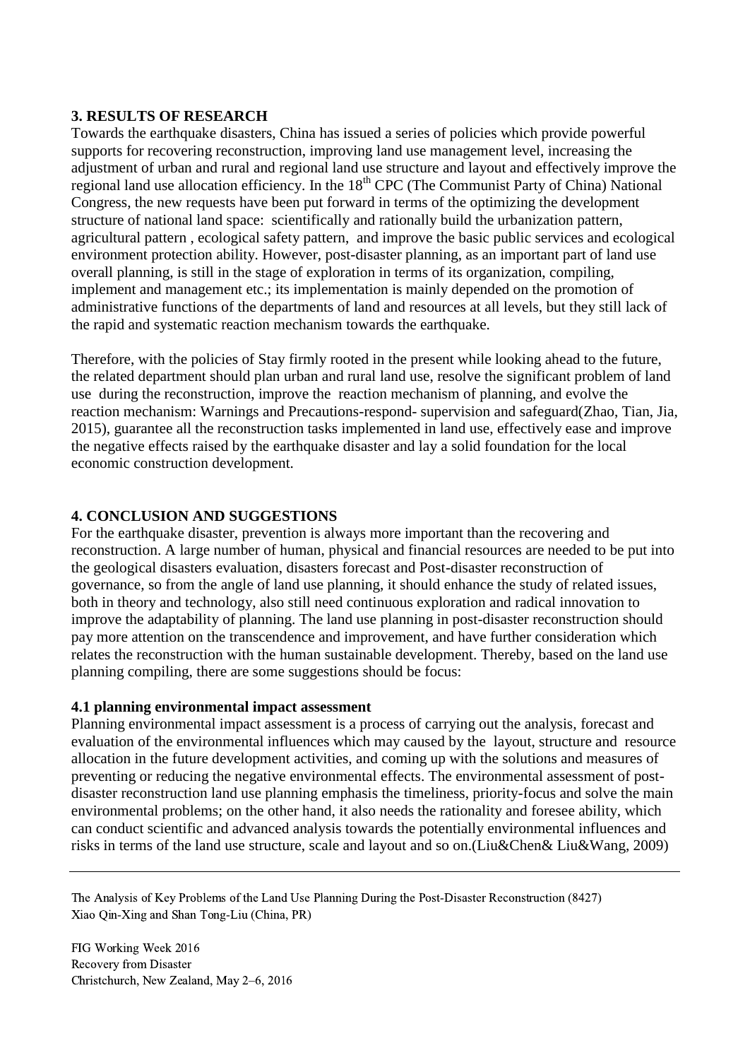## 3. RESULTS OF RESEARCH

Towards the earthquake disasters, China has issued a series of policies which provide powerful supports for recovering reconstruction, improving land use management level, increasing the adjustment of urban and rural and regional land use structure and layout and effectively improve the regional land use allocation efficiency. In the 18$^{th}$ CPC (The Communist Party of China) National Congress, the new requests have been put forward in terms of the optimizing the development structure of national land space: scientifically and rationally build the urbanization pattern, agricultural pattern , ecological safety pattern, and improve the basic public services and ecological environment protection ability. However, post-disaster planning, as an important part of land use overall planning, is still in the stage of exploration in terms of its organization, compiling, implement and management etc.; its implementation is mainly depended on the promotion of administrative functions of the departments of land and resources at all levels, but they still lack of the rapid and systematic reaction mechanism towards the earthquake.

Therefore, with the policies of Stay firmly rooted in the present while looking ahead to the future, the related department should plan urban and rural land use, resolve the significant problem of land use during the reconstruction, improve the reaction mechanism of planning, and evolve the reaction mechanism: Warnings and Precautions-respond- supervision and safeguard(Zhao, Tian, Jia, 2015), guarantee all the reconstruction tasks implemented in land use, effectively ease and improve the negative effects raised by the earthquake disaster and lay a solid foundation for the local economic construction development.

## 4. CONCLUSION AND SUGGESTIONS

For the earthquake disaster, prevention is always more important than the recovering and reconstruction. A large number of human, physical and financial resources are needed to be put into the geological disasters evaluation, disasters forecast and Post-disaster reconstruction of governance, so from the angle of land use planning, it should enhance the study of related issues, both in theory and technology, also still need continuous exploration and radical innovation to improve the adaptability of planning. The land use planning in post-disaster reconstruction should pay more attention on the transcendence and improvement, and have further consideration which relates the reconstruction with the human sustainable development. Thereby, based on the land use planning compiling, there are some suggestions should be focus:

### 4.1 planning environmental impact assessment

Planning environmental impact assessment is a process of carrying out the analysis, forecast and evaluation of the environmental influences which may caused by the layout, structure and resource allocation in the future development activities, and coming up with the solutions and measures of preventing or reducing the negative environmental effects. The environmental assessment of post-disaster reconstruction land use planning emphasis the timeliness, priority-focus and solve the main environmental problems; on the other hand, it also needs the rationality and foresee ability, which can conduct scientific and advanced analysis towards the potentially environmental influences and risks in terms of the land use structure, scale and layout and so on.(Liu&Chen& Liu&Wang, 2009)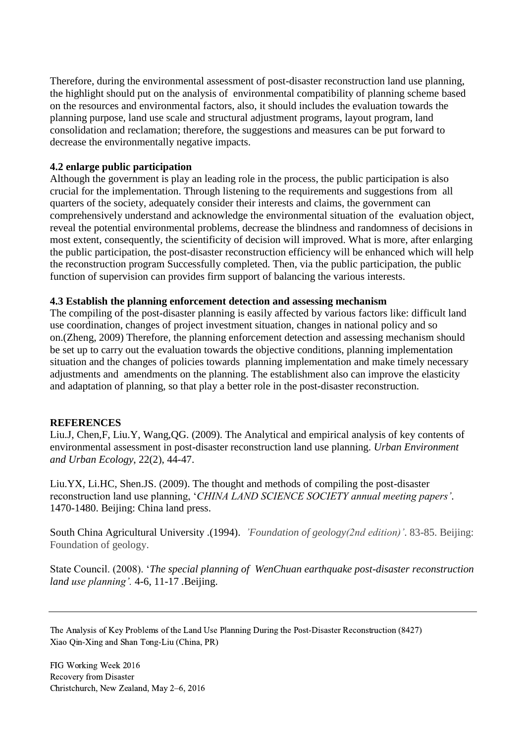Therefore, during the environmental assessment of post-disaster reconstruction land use planning, the highlight should put on the analysis of environmental compatibility of planning scheme based on the resources and environmental factors, also, it should includes the evaluation towards the planning purpose, land use scale and structural adjustment programs, layout program, land consolidation and reclamation; therefore, the suggestions and measures can be put forward to decrease the environmentally negative impacts.

### 4.2 enlarge public participation

Although the government is play an leading role in the process, the public participation is also crucial for the implementation. Through listening to the requirements and suggestions from all quarters of the society, adequately consider their interests and claims, the government can comprehensively understand and acknowledge the environmental situation of the evaluation object, reveal the potential environmental problems, decrease the blindness and randomness of decisions in most extent, consequently, the scientificity of decision will improved. What is more, after enlarging the public participation, the post-disaster reconstruction efficiency will be enhanced which will help the reconstruction program Successfully completed. Then, via the public participation, the public function of supervision can provides firm support of balancing the various interests.

### 4.3 Establish the planning enforcement detection and assessing mechanism

The compiling of the post-disaster planning is easily affected by various factors like: difficult land use coordination, changes of project investment situation, changes in national policy and so on.(Zheng, 2009) Therefore, the planning enforcement detection and assessing mechanism should be set up to carry out the evaluation towards the objective conditions, planning implementation situation and the changes of policies towards planning implementation and make timely necessary adjustments and amendments on the planning. The establishment also can improve the elasticity and adaptation of planning, so that play a better role in the post-disaster reconstruction.

## REFERENCES

Liu.J, Chen,F, Liu.Y, Wang,QG. (2009). The Analytical and empirical analysis of key contents of environmental assessment in post-disaster reconstruction land use planning. *Urban Environment and Urban Ecology*, 22(2), 44-47.

Liu.YX, Li.HC, Shen.JS. (2009). The thought and methods of compiling the post-disaster reconstruction land use planning, '*CHINA LAND SCIENCE SOCIETY annual meeting papers'*. 1470-1480. Beijing: China land press.

South China Agricultural University .(1994). *'Foundation of geology(2nd edition)'*. 83-85. Beijing: Foundation of geology.

State Council. (2008). '*The special planning of WenChuan earthquake post-disaster reconstruction land use planning'.* 4-6, 11-17 .Beijing.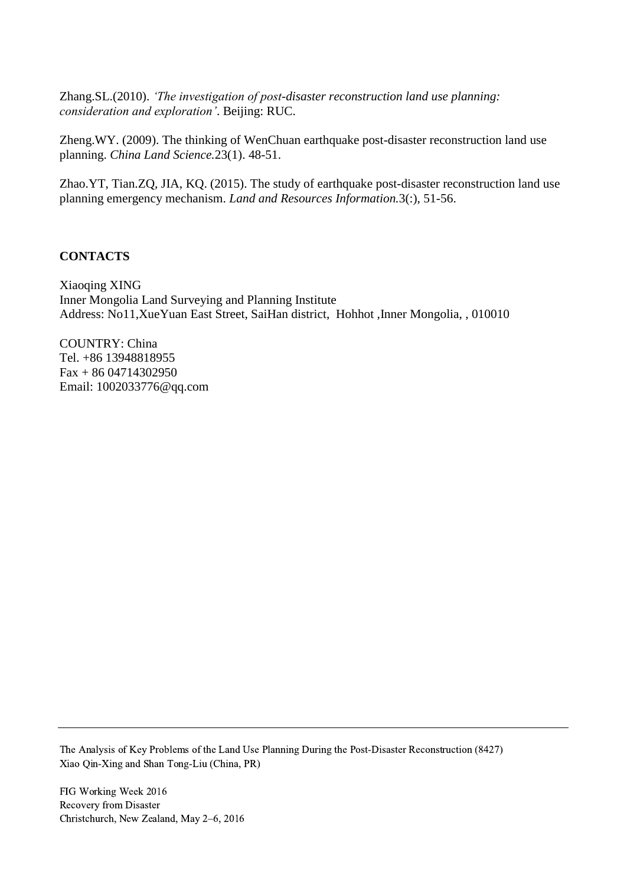Zhang.SL.(2010). *'The investigation of post-disaster reconstruction land use planning: consideration and exploration'*. Beijing: RUC.

Zheng.WY. (2009). The thinking of WenChuan earthquake post-disaster reconstruction land use planning. *China Land Science.*23(1). 48-51.

Zhao.YT, Tian.ZQ, JIA, KQ. (2015). The study of earthquake post-disaster reconstruction land use planning emergency mechanism. *Land and Resources Information.*3(:), 51-56.

**CONTACTS**

Xiaoqing XING
Inner Mongolia Land Surveying and Planning Institute
Address: No11,XueYuan East Street, SaiHan district, Hohhot ,Inner Mongolia, , 010010

COUNTRY: China
Tel. +86 13948818955
Fax + 86 04714302950
Email: 1002033776@qq.com